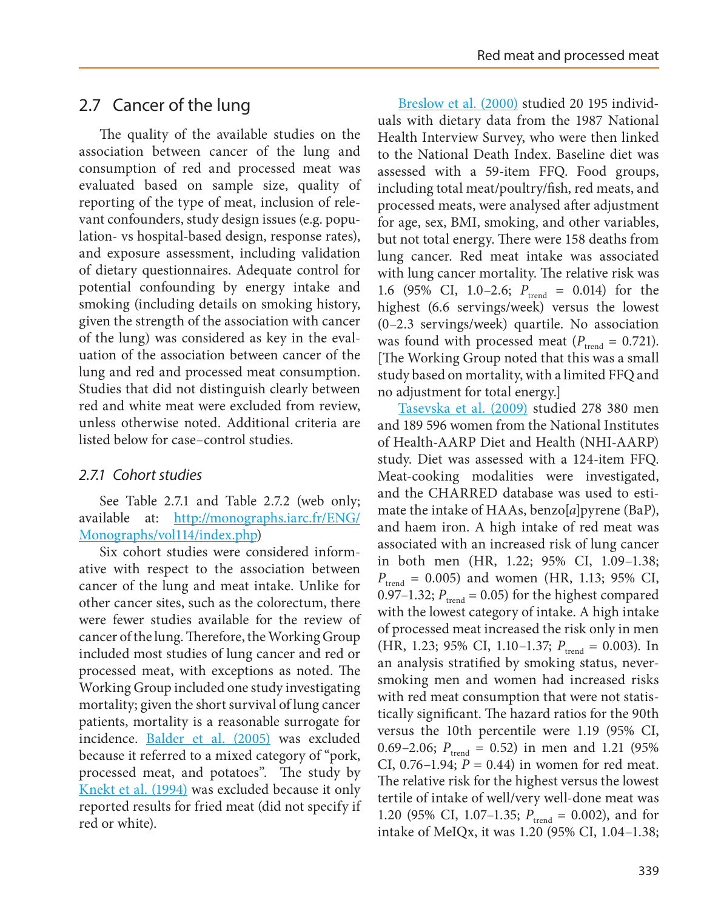## 2.7 Cancer of the lung

The quality of the available studies on the association between cancer of the lung and consumption of red and processed meat was evaluated based on sample size, quality of reporting of the type of meat, inclusion of relevant confounders, study design issues (e.g. population- vs hospital-based design, response rates), and exposure assessment, including validation of dietary questionnaires. Adequate control for potential confounding by energy intake and smoking (including details on smoking history, given the strength of the association with cancer of the lung) was considered as key in the evaluation of the association between cancer of the lung and red and processed meat consumption. Studies that did not distinguish clearly between red and white meat were excluded from review, unless otherwise noted. Additional criteria are listed below for case–control studies.

### *2.7.1 Cohort studies*

See Table 2.7.1 and Table 2.7.2 (web only; available at: http://monographs.iarc.fr/ENG/Monographs/vol114/index.php)

Six cohort studies were considered informative with respect to the association between cancer of the lung and meat intake. Unlike for other cancer sites, such as the colorectum, there were fewer studies available for the review of cancer of the lung. Therefore, the Working Group included most studies of lung cancer and red or processed meat, with exceptions as noted. The Working Group included one study investigating mortality; given the short survival of lung cancer patients, mortality is a reasonable surrogate for incidence. Balder et al. (2005) was excluded because it referred to a mixed category of "pork, processed meat, and potatoes". The study by Knekt et al. (1994) was excluded because it only reported results for fried meat (did not specify if red or white).

Breslow et al. (2000) studied 20 195 individuals with dietary data from the 1987 National Health Interview Survey, who were then linked to the National Death Index. Baseline diet was assessed with a 59-item FFQ. Food groups, including total meat/poultry/fish, red meats, and processed meats, were analysed after adjustment for age, sex, BMI, smoking, and other variables, but not total energy. There were 158 deaths from lung cancer. Red meat intake was associated with lung cancer mortality. The relative risk was 1.6 (95% CI, 1.0–2.6; $P_{trend}$ = 0.014) for the highest (6.6 servings/week) versus the lowest (0–2.3 servings/week) quartile. No association was found with processed meat ($P_{trend}$ = 0.721). [The Working Group noted that this was a small study based on mortality, with a limited FFQ and no adjustment for total energy.]

Tasevska et al. (2009) studied 278 380 men and 189 596 women from the National Institutes of Health-AARP Diet and Health (NHI-AARP) study. Diet was assessed with a 124-item FFQ. Meat-cooking modalities were investigated, and the CHARRED database was used to estimate the intake of HAAs, benzo[*a*]pyrene (BaP), and haem iron. A high intake of red meat was associated with an increased risk of lung cancer in both men (HR, 1.22; 95% CI, 1.09–1.38; $P_{trend}$ = 0.005) and women (HR, 1.13; 95% CI, 0.97–1.32; $P_{trend}$ = 0.05) for the highest compared with the lowest category of intake. A high intake of processed meat increased the risk only in men (HR, 1.23; 95% CI, 1.10–1.37; $P_{trend}$ = 0.003). In an analysis stratified by smoking status, never-smoking men and women had increased risks with red meat consumption that were not statistically significant. The hazard ratios for the 90th versus the 10th percentile were 1.19 (95% CI, 0.69–2.06; $P_{trend}$ = 0.52) in men and 1.21 (95% CI, 0.76–1.94; $P$ = 0.44) in women for red meat. The relative risk for the highest versus the lowest tertile of intake of well/very well-done meat was 1.20 (95% CI, 1.07–1.35; $P_{trend}$ = 0.002), and for intake of MeIQx, it was 1.20 (95% CI, 1.04–1.38;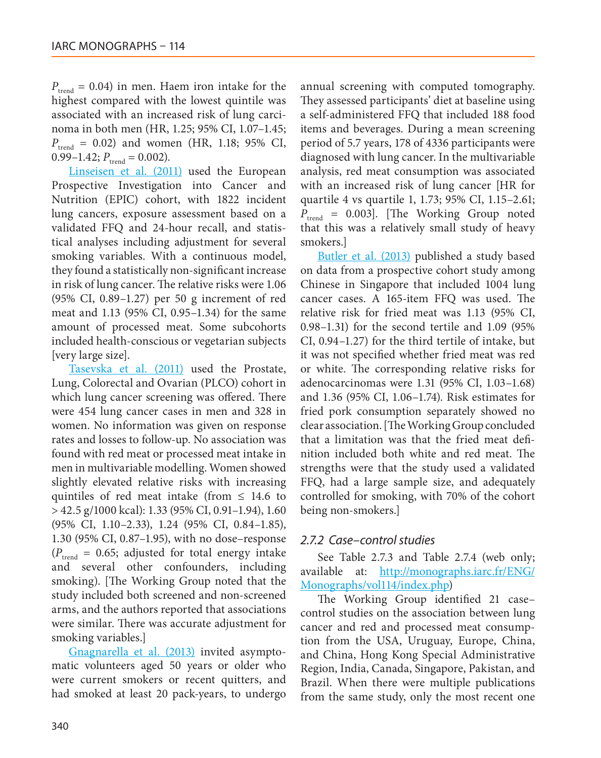$P_{trend}$ = 0.04) in men. Haem iron intake for the highest compared with the lowest quintile was associated with an increased risk of lung carcinoma in both men (HR, 1.25; 95% CI, 1.07–1.45; $P_{trend}$ = 0.02) and women (HR, 1.18; 95% CI, 0.99–1.42; $P_{trend}$ = 0.002).

Linseisen et al. (2011) used the European Prospective Investigation into Cancer and Nutrition (EPIC) cohort, with 1822 incident lung cancers, exposure assessment based on a validated FFQ and 24-hour recall, and statistical analyses including adjustment for several smoking variables. With a continuous model, they found a statistically non-significant increase in risk of lung cancer. The relative risks were 1.06 (95% CI, 0.89–1.27) per 50 g increment of red meat and 1.13 (95% CI, 0.95–1.34) for the same amount of processed meat. Some subcohorts included health-conscious or vegetarian subjects [very large size].

Tasevska et al. (2011) used the Prostate, Lung, Colorectal and Ovarian (PLCO) cohort in which lung cancer screening was offered. There were 454 lung cancer cases in men and 328 in women. No information was given on response rates and losses to follow-up. No association was found with red meat or processed meat intake in men in multivariable modelling. Women showed slightly elevated relative risks with increasing quintiles of red meat intake (from ≤ 14.6 to > 42.5 g/1000 kcal): 1.33 (95% CI, 0.91–1.94), 1.60 (95% CI, 1.10–2.33), 1.24 (95% CI, 0.84–1.85), 1.30 (95% CI, 0.87–1.95), with no dose–response ($P_{trend}$ = 0.65; adjusted for total energy intake and several other confounders, including smoking). [The Working Group noted that the study included both screened and non-screened arms, and the authors reported that associations were similar. There was accurate adjustment for smoking variables.]

Gnagnarella et al. (2013) invited asymptomatic volunteers aged 50 years or older who were current smokers or recent quitters, and had smoked at least 20 pack-years, to undergo annual screening with computed tomography. They assessed participants' diet at baseline using a self-administered FFQ that included 188 food items and beverages. During a mean screening period of 5.7 years, 178 of 4336 participants were diagnosed with lung cancer. In the multivariable analysis, red meat consumption was associated with an increased risk of lung cancer [HR for quartile 4 vs quartile 1, 1.73; 95% CI, 1.15–2.61; $P_{trend}$ = 0.003]. [The Working Group noted that this was a relatively small study of heavy smokers.]

Butler et al. (2013) published a study based on data from a prospective cohort study among Chinese in Singapore that included 1004 lung cancer cases. A 165-item FFQ was used. The relative risk for fried meat was 1.13 (95% CI, 0.98–1.31) for the second tertile and 1.09 (95% CI, 0.94–1.27) for the third tertile of intake, but it was not specified whether fried meat was red or white. The corresponding relative risks for adenocarcinomas were 1.31 (95% CI, 1.03–1.68) and 1.36 (95% CI, 1.06–1.74). Risk estimates for fried pork consumption separately showed no clear association. [The Working Group concluded that a limitation was that the fried meat definition included both white and red meat. The strengths were that the study used a validated FFQ, had a large sample size, and adequately controlled for smoking, with 70% of the cohort being non-smokers.]

### 2.7.2 Case–control studies

See Table 2.7.3 and Table 2.7.4 (web only; available at: http://monographs.iarc.fr/ENG/Monographs/vol114/index.php)

The Working Group identified 21 case–control studies on the association between lung cancer and red and processed meat consumption from the USA, Uruguay, Europe, China, and China, Hong Kong Special Administrative Region, India, Canada, Singapore, Pakistan, and Brazil. When there were multiple publications from the same study, only the most recent one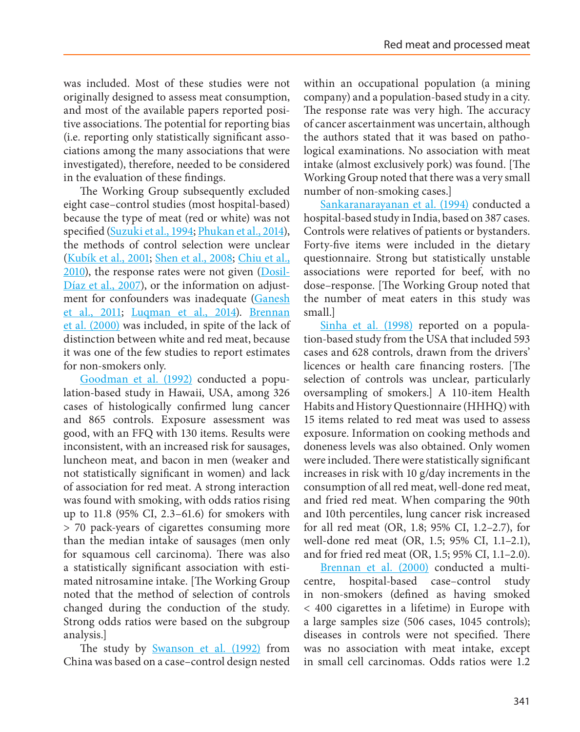was included. Most of these studies were not originally designed to assess meat consumption, and most of the available papers reported positive associations. The potential for reporting bias (i.e. reporting only statistically significant associations among the many associations that were investigated), therefore, needed to be considered in the evaluation of these findings.

The Working Group subsequently excluded eight case–control studies (most hospital-based) because the type of meat (red or white) was not specified (Suzuki et al., 1994; Phukan et al., 2014), the methods of control selection were unclear (Kubík et al., 2001; Shen et al., 2008; Chiu et al., 2010), the response rates were not given (Dosil-Díaz et al., 2007), or the information on adjustment for confounders was inadequate (Ganesh et al., 2011; Luqman et al., 2014). Brennan et al. (2000) was included, in spite of the lack of distinction between white and red meat, because it was one of the few studies to report estimates for non-smokers only.

Goodman et al. (1992) conducted a population-based study in Hawaii, USA, among 326 cases of histologically confirmed lung cancer and 865 controls. Exposure assessment was good, with an FFQ with 130 items. Results were inconsistent, with an increased risk for sausages, luncheon meat, and bacon in men (weaker and not statistically significant in women) and lack of association for red meat. A strong interaction was found with smoking, with odds ratios rising up to 11.8 (95% CI, 2.3–61.6) for smokers with > 70 pack-years of cigarettes consuming more than the median intake of sausages (men only for squamous cell carcinoma). There was also a statistically significant association with estimated nitrosamine intake. [The Working Group noted that the method of selection of controls changed during the conduction of the study. Strong odds ratios were based on the subgroup analysis.]

The study by Swanson et al. (1992) from China was based on a case–control design nested within an occupational population (a mining company) and a population-based study in a city. The response rate was very high. The accuracy of cancer ascertainment was uncertain, although the authors stated that it was based on pathological examinations. No association with meat intake (almost exclusively pork) was found. [The Working Group noted that there was a very small number of non-smoking cases.]

Sankaranarayanan et al. (1994) conducted a hospital-based study in India, based on 387 cases. Controls were relatives of patients or bystanders. Forty-five items were included in the dietary questionnaire. Strong but statistically unstable associations were reported for beef, with no dose–response. [The Working Group noted that the number of meat eaters in this study was small.]

Sinha et al. (1998) reported on a population-based study from the USA that included 593 cases and 628 controls, drawn from the drivers' licences or health care financing rosters. [The selection of controls was unclear, particularly oversampling of smokers.] A 110-item Health Habits and History Questionnaire (HHHQ) with 15 items related to red meat was used to assess exposure. Information on cooking methods and doneness levels was also obtained. Only women were included. There were statistically significant increases in risk with 10 g/day increments in the consumption of all red meat, well-done red meat, and fried red meat. When comparing the 90th and 10th percentiles, lung cancer risk increased for all red meat (OR, 1.8; 95% CI, 1.2–2.7), for well-done red meat (OR, 1.5; 95% CI, 1.1–2.1), and for fried red meat (OR, 1.5; 95% CI, 1.1–2.0).

Brennan et al. (2000) conducted a multicentre, hospital-based case–control study in non-smokers (defined as having smoked < 400 cigarettes in a lifetime) in Europe with a large samples size (506 cases, 1045 controls); diseases in controls were not specified. There was no association with meat intake, except in small cell carcinomas. Odds ratios were 1.2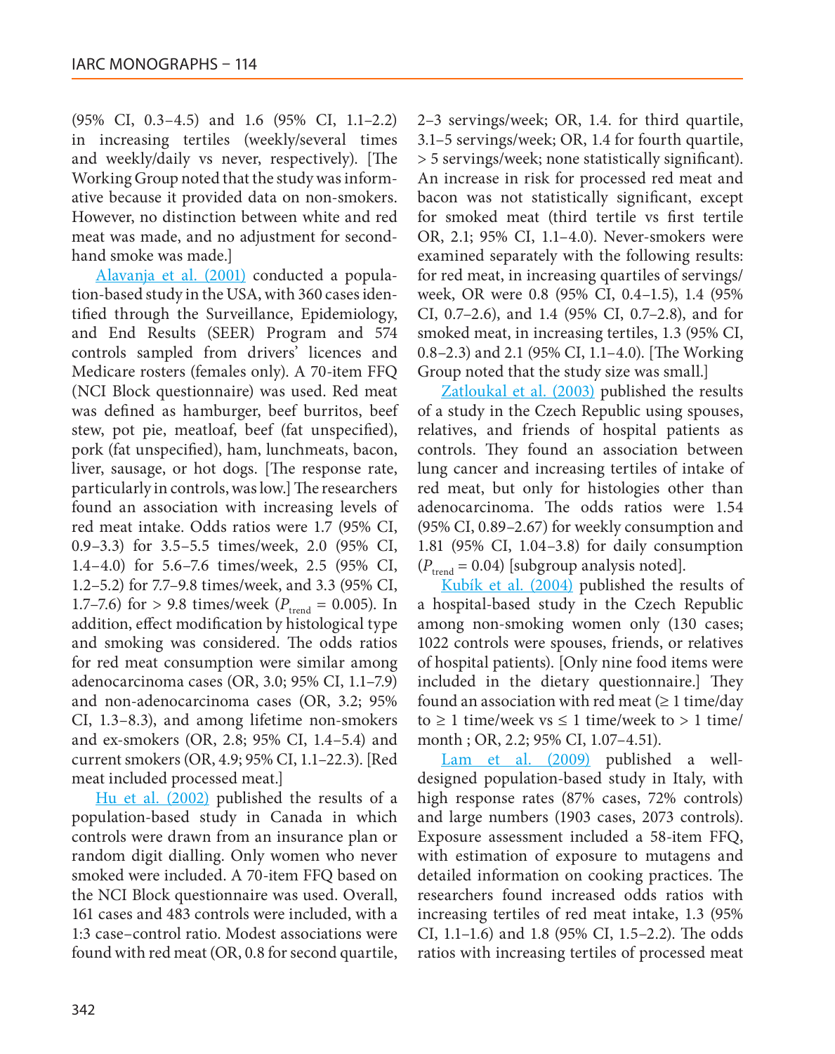(95% CI, 0.3–4.5) and 1.6 (95% CI, 1.1–2.2) in increasing tertiles (weekly/several times and weekly/daily vs never, respectively). [The Working Group noted that the study was informative because it provided data on non-smokers. However, no distinction between white and red meat was made, and no adjustment for second-hand smoke was made.]

Alavanja et al. (2001) conducted a population-based study in the USA, with 360 cases identified through the Surveillance, Epidemiology, and End Results (SEER) Program and 574 controls sampled from drivers' licences and Medicare rosters (females only). A 70-item FFQ (NCI Block questionnaire) was used. Red meat was defined as hamburger, beef burritos, beef stew, pot pie, meatloaf, beef (fat unspecified), pork (fat unspecified), ham, lunchmeats, bacon, liver, sausage, or hot dogs. [The response rate, particularly in controls, was low.] The researchers found an association with increasing levels of red meat intake. Odds ratios were 1.7 (95% CI, 0.9–3.3) for 3.5–5.5 times/week, 2.0 (95% CI, 1.4–4.0) for 5.6–7.6 times/week, 2.5 (95% CI, 1.2–5.2) for 7.7–9.8 times/week, and 3.3 (95% CI, 1.7–7.6) for > 9.8 times/week ($P_{trend}$ = 0.005). In addition, effect modification by histological type and smoking was considered. The odds ratios for red meat consumption were similar among adenocarcinoma cases (OR, 3.0; 95% CI, 1.1–7.9) and non-adenocarcinoma cases (OR, 3.2; 95% CI, 1.3–8.3), and among lifetime non-smokers and ex-smokers (OR, 2.8; 95% CI, 1.4–5.4) and current smokers (OR, 4.9; 95% CI, 1.1–22.3). [Red meat included processed meat.]

Hu et al. (2002) published the results of a population-based study in Canada in which controls were drawn from an insurance plan or random digit dialling. Only women who never smoked were included. A 70-item FFQ based on the NCI Block questionnaire was used. Overall, 161 cases and 483 controls were included, with a 1:3 case–control ratio. Modest associations were found with red meat (OR, 0.8 for second quartile, 2–3 servings/week; OR, 1.4. for third quartile, 3.1–5 servings/week; OR, 1.4 for fourth quartile, > 5 servings/week; none statistically significant). An increase in risk for processed red meat and bacon was not statistically significant, except for smoked meat (third tertile vs first tertile OR, 2.1; 95% CI, 1.1–4.0). Never-smokers were examined separately with the following results: for red meat, in increasing quartiles of servings/week, OR were 0.8 (95% CI, 0.4–1.5), 1.4 (95% CI, 0.7–2.6), and 1.4 (95% CI, 0.7–2.8), and for smoked meat, in increasing tertiles, 1.3 (95% CI, 0.8–2.3) and 2.1 (95% CI, 1.1–4.0). [The Working Group noted that the study size was small.]

Zatloukal et al. (2003) published the results of a study in the Czech Republic using spouses, relatives, and friends of hospital patients as controls. They found an association between lung cancer and increasing tertiles of intake of red meat, but only for histologies other than adenocarcinoma. The odds ratios were 1.54 (95% CI, 0.89–2.67) for weekly consumption and 1.81 (95% CI, 1.04–3.8) for daily consumption ($P_{trend}$ = 0.04) [subgroup analysis noted].

Kubík et al. (2004) published the results of a hospital-based study in the Czech Republic among non-smoking women only (130 cases; 1022 controls were spouses, friends, or relatives of hospital patients). [Only nine food items were included in the dietary questionnaire.] They found an association with red meat (≥ 1 time/day to ≥ 1 time/week vs ≤ 1 time/week to > 1 time/month ; OR, 2.2; 95% CI, 1.07–4.51).

Lam et al. (2009) published a well-designed population-based study in Italy, with high response rates (87% cases, 72% controls) and large numbers (1903 cases, 2073 controls). Exposure assessment included a 58-item FFQ, with estimation of exposure to mutagens and detailed information on cooking practices. The researchers found increased odds ratios with increasing tertiles of red meat intake, 1.3 (95% CI, 1.1–1.6) and 1.8 (95% CI, 1.5–2.2). The odds ratios with increasing tertiles of processed meat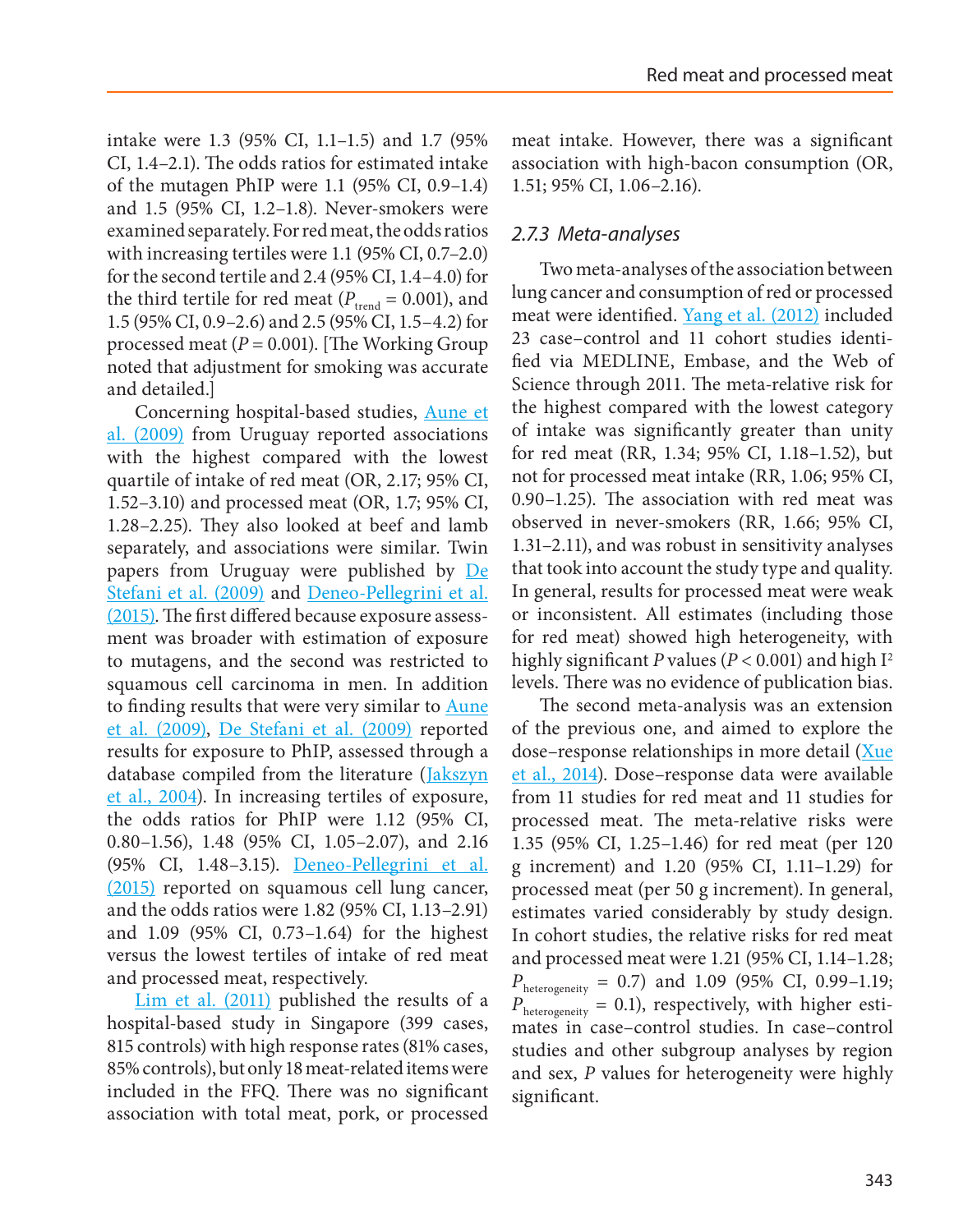intake were 1.3 (95% CI, 1.1–1.5) and 1.7 (95% CI, 1.4–2.1). The odds ratios for estimated intake of the mutagen PhIP were 1.1 (95% CI, 0.9–1.4) and 1.5 (95% CI, 1.2–1.8). Never-smokers were examined separately. For red meat, the odds ratios with increasing tertiles were 1.1 (95% CI, 0.7–2.0) for the second tertile and 2.4 (95% CI, 1.4–4.0) for the third tertile for red meat ($P_{trend}$ = 0.001), and 1.5 (95% CI, 0.9–2.6) and 2.5 (95% CI, 1.5–4.2) for processed meat ($P$ = 0.001). [The Working Group noted that adjustment for smoking was accurate and detailed.]

Concerning hospital-based studies, Aune et al. (2009) from Uruguay reported associations with the highest compared with the lowest quartile of intake of red meat (OR, 2.17; 95% CI, 1.52–3.10) and processed meat (OR, 1.7; 95% CI, 1.28–2.25). They also looked at beef and lamb separately, and associations were similar. Twin papers from Uruguay were published by De Stefani et al. (2009) and Deneo-Pellegrini et al. (2015). The first differed because exposure assessment was broader with estimation of exposure to mutagens, and the second was restricted to squamous cell carcinoma in men. In addition to finding results that were very similar to Aune et al. (2009), De Stefani et al. (2009) reported results for exposure to PhIP, assessed through a database compiled from the literature (Jakszyn et al., 2004). In increasing tertiles of exposure, the odds ratios for PhIP were 1.12 (95% CI, 0.80–1.56), 1.48 (95% CI, 1.05–2.07), and 2.16 (95% CI, 1.48–3.15). Deneo-Pellegrini et al. (2015) reported on squamous cell lung cancer, and the odds ratios were 1.82 (95% CI, 1.13–2.91) and 1.09 (95% CI, 0.73–1.64) for the highest versus the lowest tertiles of intake of red meat and processed meat, respectively.

Lim et al. (2011) published the results of a hospital-based study in Singapore (399 cases, 815 controls) with high response rates (81% cases, 85% controls), but only 18 meat-related items were included in the FFQ. There was no significant association with total meat, pork, or processed meat intake. However, there was a significant association with high-bacon consumption (OR, 1.51; 95% CI, 1.06–2.16).

### 2.7.3 Meta-analyses

Two meta-analyses of the association between lung cancer and consumption of red or processed meat were identified. Yang et al. (2012) included 23 case–control and 11 cohort studies identified via MEDLINE, Embase, and the Web of Science through 2011. The meta-relative risk for the highest compared with the lowest category of intake was significantly greater than unity for red meat (RR, 1.34; 95% CI, 1.18–1.52), but not for processed meat intake (RR, 1.06; 95% CI, 0.90–1.25). The association with red meat was observed in never-smokers (RR, 1.66; 95% CI, 1.31–2.11), and was robust in sensitivity analyses that took into account the study type and quality. In general, results for processed meat were weak or inconsistent. All estimates (including those for red meat) showed high heterogeneity, with highly significant $P$ values ($P < 0.001$) and high $I^2$ levels. There was no evidence of publication bias.

The second meta-analysis was an extension of the previous one, and aimed to explore the dose–response relationships in more detail (Xue et al., 2014). Dose–response data were available from 11 studies for red meat and 11 studies for processed meat. The meta-relative risks were 1.35 (95% CI, 1.25–1.46) for red meat (per 120 g increment) and 1.20 (95% CI, 1.11–1.29) for processed meat (per 50 g increment). In general, estimates varied considerably by study design. In cohort studies, the relative risks for red meat and processed meat were 1.21 (95% CI, 1.14–1.28; $P_{heterogeneity}$ = 0.7) and 1.09 (95% CI, 0.99–1.19; $P_{heterogeneity}$ = 0.1), respectively, with higher estimates in case–control studies. In case–control studies and other subgroup analyses by region and sex, $P$ values for heterogeneity were highly significant.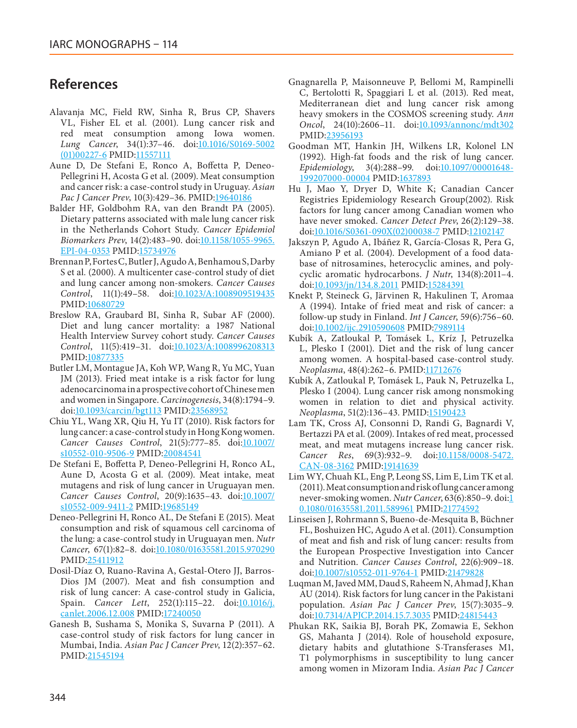## References

Alavanja MC, Field RW, Sinha R, Brus CP, Shavers VL, Fisher EL et al. (2001). Lung cancer risk and red meat consumption among Iowa women. *Lung Cancer*, 34(1):37–46. doi:10.1016/S0169-5002(01)00227-6 PMID:11557111

Aune D, De Stefani E, Ronco A, Boffetta P, Deneo-Pellegrini H, Acosta G et al. (2009). Meat consumption and cancer risk: a case-control study in Uruguay. *Asian Pac J Cancer Prev*, 10(3):429–36. PMID:19640186

Balder HF, Goldbohm RA, van den Brandt PA (2005). Dietary patterns associated with male lung cancer risk in the Netherlands Cohort Study. *Cancer Epidemiol Biomarkers Prev*, 14(2):483–90. doi:10.1158/1055-9965.EPI-04-0353 PMID:15734976

Brennan P, Fortes C, Butler J, Agudo A, Benhamou S, Darby S et al. (2000). A multicenter case-control study of diet and lung cancer among non-smokers. *Cancer Causes Control*, 11(1):49–58. doi:10.1023/A:1008909519435 PMID:10680729

Breslow RA, Graubard BI, Sinha R, Subar AF (2000). Diet and lung cancer mortality: a 1987 National Health Interview Survey cohort study. *Cancer Causes Control*, 11(5):419–31. doi:10.1023/A:1008996208313 PMID:10877335

Butler LM, Montague JA, Koh WP, Wang R, Yu MC, Yuan JM (2013). Fried meat intake is a risk factor for lung adenocarcinoma in a prospective cohort of Chinese men and women in Singapore. *Carcinogenesis*, 34(8):1794–9. doi:10.1093/carcin/bgt113 PMID:23568952

Chiu YL, Wang XR, Qiu H, Yu IT (2010). Risk factors for lung cancer: a case-control study in Hong Kong women. *Cancer Causes Control*, 21(5):777–85. doi:10.1007/s10552-010-9506-9 PMID:20084541

De Stefani E, Boffetta P, Deneo-Pellegrini H, Ronco AL, Aune D, Acosta G et al. (2009). Meat intake, meat mutagens and risk of lung cancer in Uruguayan men. *Cancer Causes Control*, 20(9):1635–43. doi:10.1007/s10552-009-9411-2 PMID:19685149

Deneo-Pellegrini H, Ronco AL, De Stefani E (2015). Meat consumption and risk of squamous cell carcinoma of the lung: a case-control study in Uruguayan men. *Nutr Cancer*, 67(1):82–8. doi:10.1080/01635581.2015.970290 PMID:25411912

Dosil-Díaz O, Ruano-Ravina A, Gestal-Otero JJ, Barros-Dios JM (2007). Meat and fish consumption and risk of lung cancer: A case-control study in Galicia, Spain. *Cancer Lett*, 252(1):115–22. doi:10.1016/j.canlet.2006.12.008 PMID:17240050

Ganesh B, Sushama S, Monika S, Suvarna P (2011). A case-control study of risk factors for lung cancer in Mumbai, India. *Asian Pac J Cancer Prev*, 12(2):357–62. PMID:21545194

Gnagnarella P, Maisonneuve P, Bellomi M, Rampinelli C, Bertolotti R, Spaggiari L et al. (2013). Red meat, Mediterranean diet and lung cancer risk among heavy smokers in the COSMOS screening study. *Ann Oncol*, 24(10):2606–11. doi:10.1093/annonc/mdt302 PMID:23956193

Goodman MT, Hankin JH, Wilkens LR, Kolonel LN (1992). High-fat foods and the risk of lung cancer. *Epidemiology*, 3(4):288–99. doi:10.1097/00001648-199207000-00004 PMID:1637893

Hu J, Mao Y, Dryer D, White K; Canadian Cancer Registries Epidemiology Research Group(2002). Risk factors for lung cancer among Canadian women who have never smoked. *Cancer Detect Prev*, 26(2):129–38. doi:10.1016/S0361-090X(02)00038-7 PMID:12102147

Jakszyn P, Agudo A, Ibáñez R, García-Closas R, Pera G, Amiano P et al. (2004). Development of a food database of nitrosamines, heterocyclic amines, and polycyclic aromatic hydrocarbons. *J Nutr*, 134(8):2011–4. doi:10.1093/jn/134.8.2011 PMID:15284391

Knekt P, Steineck G, Järvinen R, Hakulinen T, Aromaa A (1994). Intake of fried meat and risk of cancer: a follow-up study in Finland. *Int J Cancer*, 59(6):756–60. doi:10.1002/ijc.2910590608 PMID:7989114

Kubík A, Zatloukal P, Tomásek L, Kríz J, Petruzelka L, Plesko I (2001). Diet and the risk of lung cancer among women. A hospital-based case-control study. *Neoplasma*, 48(4):262–6. PMID:11712676

Kubík A, Zatloukal P, Tomásek L, Pauk N, Petruzelka L, Plesko I (2004). Lung cancer risk among nonsmoking women in relation to diet and physical activity. *Neoplasma*, 51(2):136–43. PMID:15190423

Lam TK, Cross AJ, Consonni D, Randi G, Bagnardi V, Bertazzi PA et al. (2009). Intakes of red meat, processed meat, and meat mutagens increase lung cancer risk. *Cancer Res*, 69(3):932–9. doi:10.1158/0008-5472.CAN-08-3162 PMID:19141639

Lim WY, Chuah KL, Eng P, Leong SS, Lim E, Lim TK et al. (2011). Meat consumption and risk of lung cancer among never-smoking women. *Nutr Cancer*, 63(6):850–9. doi:10.1080/01635581.2011.589961 PMID:21774592

Linseisen J, Rohrmann S, Bueno-de-Mesquita B, Büchner FL, Boshuizen HC, Agudo A et al. (2011). Consumption of meat and fish and risk of lung cancer: results from the European Prospective Investigation into Cancer and Nutrition. *Cancer Causes Control*, 22(6):909–18. doi:10.1007/s10552-011-9764-1 PMID:21479828

Luqman M, Javed MM, Daud S, Raheem N, Ahmad J, Khan AU (2014). Risk factors for lung cancer in the Pakistani population. *Asian Pac J Cancer Prev*, 15(7):3035–9. doi:10.7314/APJCP.2014.15.7.3035 PMID:24815443

Phukan RK, Saikia BJ, Borah PK, Zomawia E, Sekhon GS, Mahanta J (2014). Role of household exposure, dietary habits and glutathione S-Transferases M1, T1 polymorphisms in susceptibility to lung cancer among women in Mizoram India. *Asian Pac J Cancer*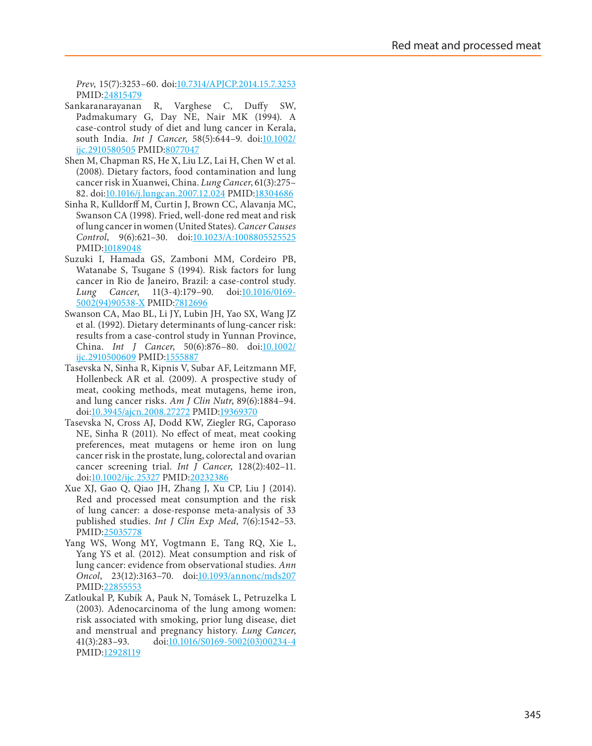*Prev*, 15(7):3253–60. doi:10.7314/APJCP.2014.15.7.3253 PMID:24815479

Sankaranarayanan R, Varghese C, Duffy SW, Padmakumary G, Day NE, Nair MK (1994). A case-control study of diet and lung cancer in Kerala, south India. *Int J Cancer*, 58(5):644–9. doi:10.1002/ijc.2910580505 PMID:8077047

Shen M, Chapman RS, He X, Liu LZ, Lai H, Chen W et al. (2008). Dietary factors, food contamination and lung cancer risk in Xuanwei, China. *Lung Cancer*, 61(3):275–82. doi:10.1016/j.lungcan.2007.12.024 PMID:18304686

Sinha R, Kulldorff M, Curtin J, Brown CC, Alavanja MC, Swanson CA (1998). Fried, well-done red meat and risk of lung cancer in women (United States). *Cancer Causes Control*, 9(6):621–30. doi:10.1023/A:1008805525525 PMID:10189048

Suzuki I, Hamada GS, Zamboni MM, Cordeiro PB, Watanabe S, Tsugane S (1994). Risk factors for lung cancer in Rio de Janeiro, Brazil: a case-control study. *Lung Cancer*, 11(3-4):179–90. doi:10.1016/0169-5002(94)90538-X PMID:7812696

Swanson CA, Mao BL, Li JY, Lubin JH, Yao SX, Wang JZ et al. (1992). Dietary determinants of lung-cancer risk: results from a case-control study in Yunnan Province, China. *Int J Cancer*, 50(6):876–80. doi:10.1002/ijc.2910500609 PMID:1555887

Tasevska N, Sinha R, Kipnis V, Subar AF, Leitzmann MF, Hollenbeck AR et al. (2009). A prospective study of meat, cooking methods, meat mutagens, heme iron, and lung cancer risks. *Am J Clin Nutr*, 89(6):1884–94. doi:10.3945/ajcn.2008.27272 PMID:19369370

Tasevska N, Cross AJ, Dodd KW, Ziegler RG, Caporaso NE, Sinha R (2011). No effect of meat, meat cooking preferences, meat mutagens or heme iron on lung cancer risk in the prostate, lung, colorectal and ovarian cancer screening trial. *Int J Cancer*, 128(2):402–11. doi:10.1002/ijc.25327 PMID:20232386

Xue XJ, Gao Q, Qiao JH, Zhang J, Xu CP, Liu J (2014). Red and processed meat consumption and the risk of lung cancer: a dose-response meta-analysis of 33 published studies. *Int J Clin Exp Med*, 7(6):1542–53. PMID:25035778

Yang WS, Wong MY, Vogtmann E, Tang RQ, Xie L, Yang YS et al. (2012). Meat consumption and risk of lung cancer: evidence from observational studies. *Ann Oncol*, 23(12):3163–70. doi:10.1093/annonc/mds207 PMID:22855553

Zatloukal P, Kubík A, Pauk N, Tomásek L, Petruzelka L (2003). Adenocarcinoma of the lung among women: risk associated with smoking, prior lung disease, diet and menstrual and pregnancy history. *Lung Cancer*, 41(3):283–93. doi:10.1016/S0169-5002(03)00234-4 PMID:12928119